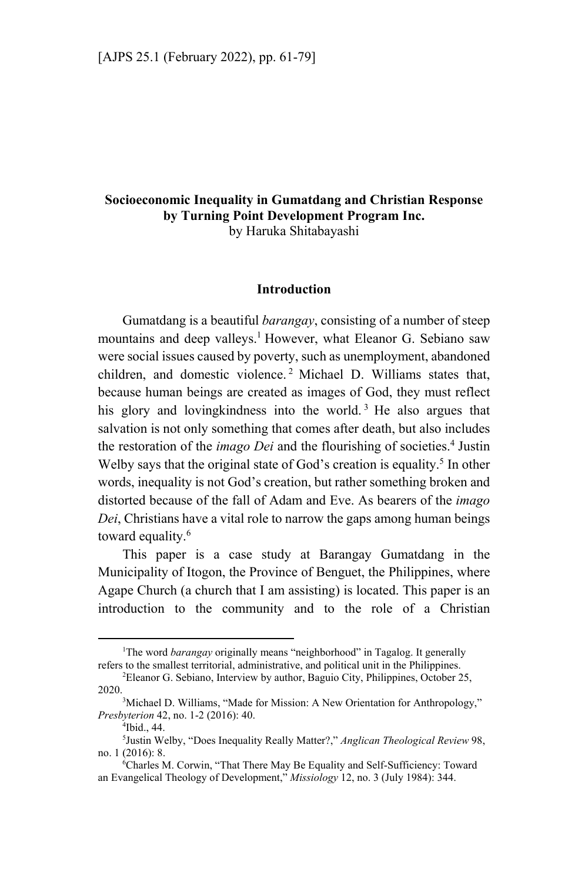# Socioeconomic Inequality in Gumatdang and Christian Response by Turning Point Development Program Inc.

by Haruka Shitabayashi

## Introduction

Gumatdang is a beautiful *barangay*, consisting of a number of steep mountains and deep valleys.[1] However, what Eleanor G. Sebiano saw were social issues caused by poverty, such as unemployment, abandoned children, and domestic violence.[2] Michael D. Williams states that, because human beings are created as images of God, they must reflect his glory and lovingkindness into the world.[3] He also argues that salvation is not only something that comes after death, but also includes the restoration of the *imago Dei* and the flourishing of societies.[4] Justin Welby says that the original state of God's creation is equality.[5] In other words, inequality is not God's creation, but rather something broken and distorted because of the fall of Adam and Eve. As bearers of the *imago Dei*, Christians have a vital role to narrow the gaps among human beings toward equality.[6]

This paper is a case study at Barangay Gumatdang in the Municipality of Itogon, the Province of Benguet, the Philippines, where Agape Church (a church that I am assisting) is located. This paper is an introduction to the community and to the role of a Christian

---

[1]The word *barangay* originally means "neighborhood" in Tagalog. It generally refers to the smallest territorial, administrative, and political unit in the Philippines.

[2]Eleanor G. Sebiano, Interview by author, Baguio City, Philippines, October 25, 2020.

[3]Michael D. Williams, "Made for Mission: A New Orientation for Anthropology," *Presbyterion* 42, no. 1-2 (2016): 40.

[4]Ibid., 44.

[5]Justin Welby, "Does Inequality Really Matter?," *Anglican Theological Review* 98, no. 1 (2016): 8.

[6]Charles M. Corwin, "That There May Be Equality and Self-Sufficiency: Toward an Evangelical Theology of Development," *Missiology* 12, no. 3 (July 1984): 344.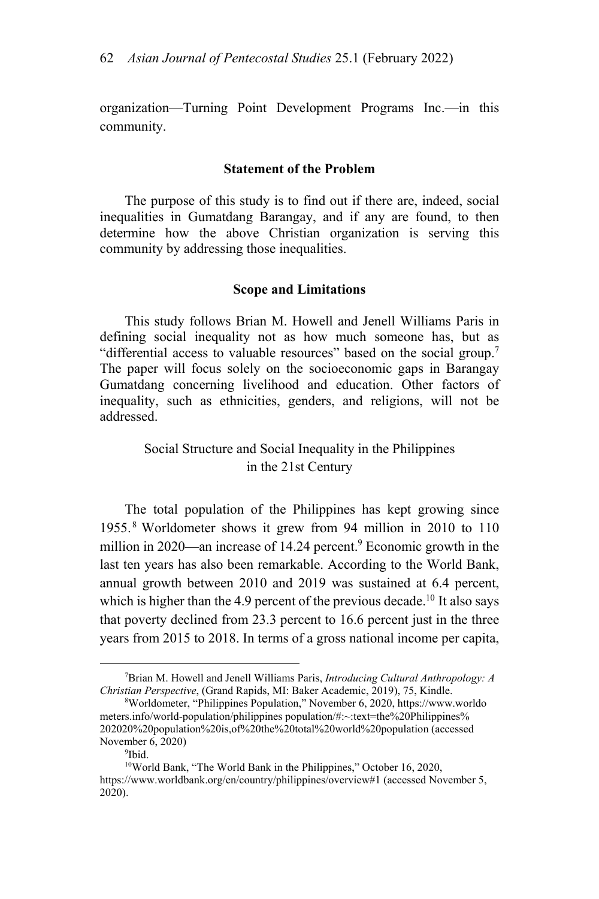organization—Turning Point Development Programs Inc.—in this community.

## Statement of the Problem

The purpose of this study is to find out if there are, indeed, social inequalities in Gumatdang Barangay, and if any are found, to then determine how the above Christian organization is serving this community by addressing those inequalities.

## Scope and Limitations

This study follows Brian M. Howell and Jenell Williams Paris in defining social inequality not as how much someone has, but as "differential access to valuable resources" based on the social group.[7] The paper will focus solely on the socioeconomic gaps in Barangay Gumatdang concerning livelihood and education. Other factors of inequality, such as ethnicities, genders, and religions, will not be addressed.

### Social Structure and Social Inequality in the Philippines in the 21st Century

The total population of the Philippines has kept growing since 1955.[8] Worldometer shows it grew from 94 million in 2010 to 110 million in 2020—an increase of 14.24 percent.[9] Economic growth in the last ten years has also been remarkable. According to the World Bank, annual growth between 2010 and 2019 was sustained at 6.4 percent, which is higher than the 4.9 percent of the previous decade.[10] It also says that poverty declined from 23.3 percent to 16.6 percent just in the three years from 2015 to 2018. In terms of a gross national income per capita,

---

[7] Brian M. Howell and Jenell Williams Paris, *Introducing Cultural Anthropology: A Christian Perspective*, (Grand Rapids, MI: Baker Academic, 2019), 75, Kindle.

[8] Worldometer, "Philippines Population," November 6, 2020, https://www.worldometers.info/world-population/philippines population/#:~:text=the%20Philippines%202020%20population%20is,of%20the%20total%20world%20population (accessed November 6, 2020)

[9] Ibid.

[10] World Bank, "The World Bank in the Philippines," October 16, 2020, https://www.worldbank.org/en/country/philippines/overview#1 (accessed November 5, 2020).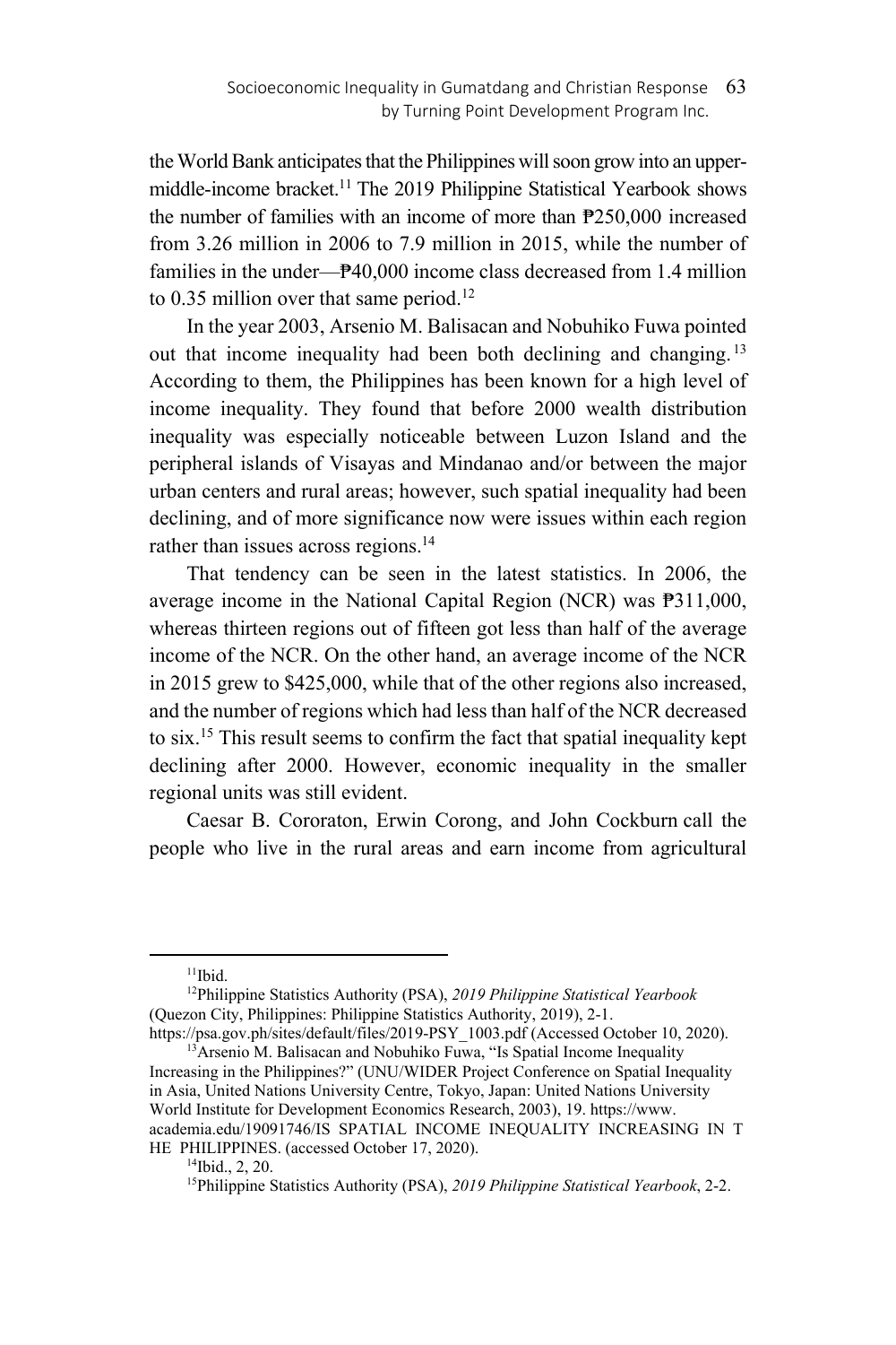the World Bank anticipates that the Philippines will soon grow into an upper-middle-income bracket.[11] The 2019 Philippine Statistical Yearbook shows the number of families with an income of more than ₱250,000 increased from 3.26 million in 2006 to 7.9 million in 2015, while the number of families in the under—₱40,000 income class decreased from 1.4 million to 0.35 million over that same period.[12]

In the year 2003, Arsenio M. Balisacan and Nobuhiko Fuwa pointed out that income inequality had been both declining and changing.[13] According to them, the Philippines has been known for a high level of income inequality. They found that before 2000 wealth distribution inequality was especially noticeable between Luzon Island and the peripheral islands of Visayas and Mindanao and/or between the major urban centers and rural areas; however, such spatial inequality had been declining, and of more significance now were issues within each region rather than issues across regions.[14]

That tendency can be seen in the latest statistics. In 2006, the average income in the National Capital Region (NCR) was ₱311,000, whereas thirteen regions out of fifteen got less than half of the average income of the NCR. On the other hand, an average income of the NCR in 2015 grew to $425,000, while that of the other regions also increased, and the number of regions which had less than half of the NCR decreased to six.[15] This result seems to confirm the fact that spatial inequality kept declining after 2000. However, economic inequality in the smaller regional units was still evident.

Caesar B. Cororaton, Erwin Corong, and John Cockburn call the people who live in the rural areas and earn income from agricultural

---

[11] Ibid.

[12] Philippine Statistics Authority (PSA), *2019 Philippine Statistical Yearbook* (Quezon City, Philippines: Philippine Statistics Authority, 2019), 2-1. https://psa.gov.ph/sites/default/files/2019-PSY_1003.pdf (Accessed October 10, 2020).

[13] Arsenio M. Balisacan and Nobuhiko Fuwa, "Is Spatial Income Inequality Increasing in the Philippines?" (UNU/WIDER Project Conference on Spatial Inequality in Asia, United Nations University Centre, Tokyo, Japan: United Nations University World Institute for Development Economics Research, 2003), 19. https://www.academia.edu/19091746/IS SPATIAL INCOME INEQUALITY INCREASING IN THE PHILIPPINES. (accessed October 17, 2020).

[14] Ibid., 2, 20.

[15] Philippine Statistics Authority (PSA), *2019 Philippine Statistical Yearbook*, 2-2.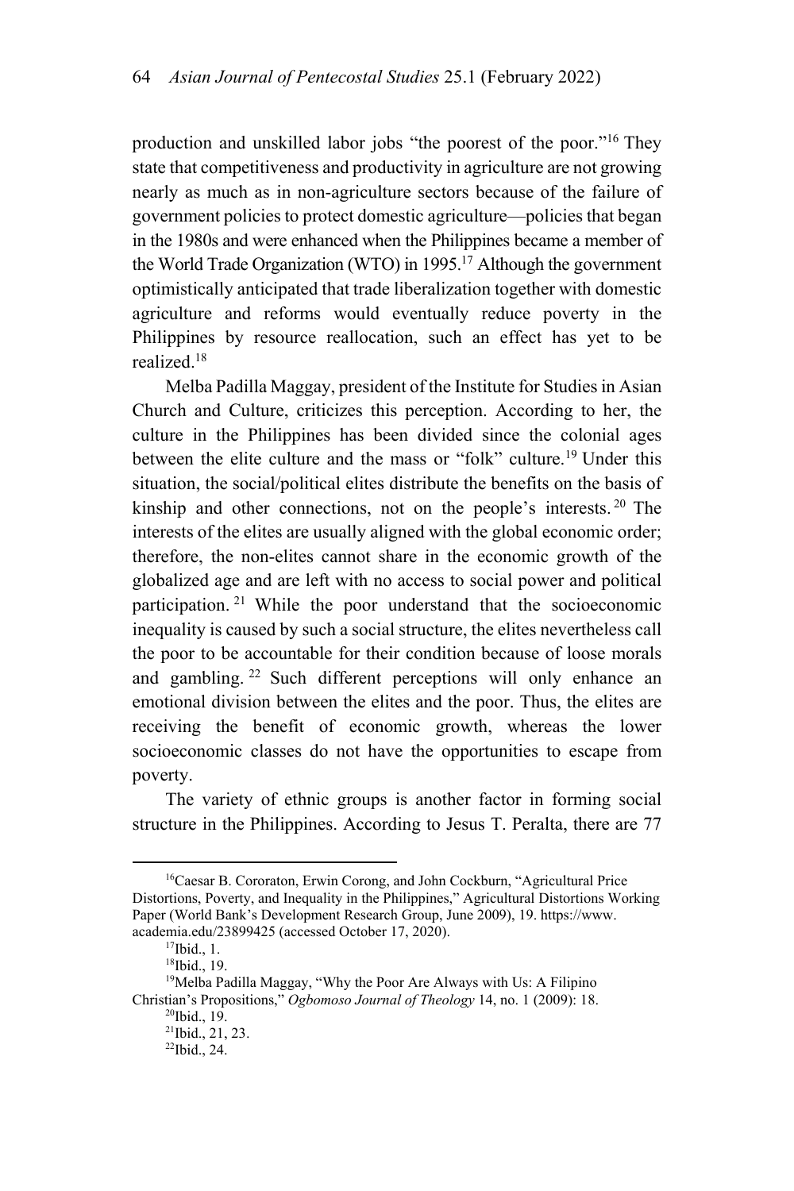production and unskilled labor jobs "the poorest of the poor."[16] They state that competitiveness and productivity in agriculture are not growing nearly as much as in non-agriculture sectors because of the failure of government policies to protect domestic agriculture—policies that began in the 1980s and were enhanced when the Philippines became a member of the World Trade Organization (WTO) in 1995.[17] Although the government optimistically anticipated that trade liberalization together with domestic agriculture and reforms would eventually reduce poverty in the Philippines by resource reallocation, such an effect has yet to be realized.[18]

Melba Padilla Maggay, president of the Institute for Studies in Asian Church and Culture, criticizes this perception. According to her, the culture in the Philippines has been divided since the colonial ages between the elite culture and the mass or "folk" culture.[19] Under this situation, the social/political elites distribute the benefits on the basis of kinship and other connections, not on the people's interests.[20] The interests of the elites are usually aligned with the global economic order; therefore, the non-elites cannot share in the economic growth of the globalized age and are left with no access to social power and political participation.[21] While the poor understand that the socioeconomic inequality is caused by such a social structure, the elites nevertheless call the poor to be accountable for their condition because of loose morals and gambling.[22] Such different perceptions will only enhance an emotional division between the elites and the poor. Thus, the elites are receiving the benefit of economic growth, whereas the lower socioeconomic classes do not have the opportunities to escape from poverty.

The variety of ethnic groups is another factor in forming social structure in the Philippines. According to Jesus T. Peralta, there are 77

---

[16]Caesar B. Cororaton, Erwin Corong, and John Cockburn, "Agricultural Price Distortions, Poverty, and Inequality in the Philippines," Agricultural Distortions Working Paper (World Bank's Development Research Group, June 2009), 19. https://www.academia.edu/23899425 (accessed October 17, 2020).

[17]Ibid., 1.

[18]Ibid., 19.

[19]Melba Padilla Maggay, "Why the Poor Are Always with Us: A Filipino Christian's Propositions," *Ogbomoso Journal of Theology* 14, no. 1 (2009): 18.

[20]Ibid., 19.

[21]Ibid., 21, 23.

[22]Ibid., 24.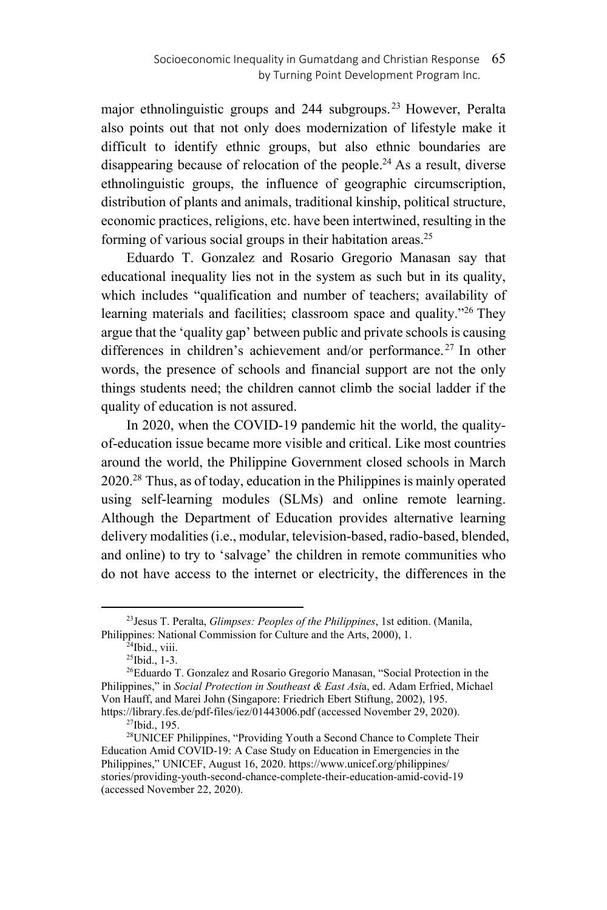major ethnolinguistic groups and 244 subgroups.[23] However, Peralta also points out that not only does modernization of lifestyle make it difficult to identify ethnic groups, but also ethnic boundaries are disappearing because of relocation of the people.[24] As a result, diverse ethnolinguistic groups, the influence of geographic circumscription, distribution of plants and animals, traditional kinship, political structure, economic practices, religions, etc. have been intertwined, resulting in the forming of various social groups in their habitation areas.[25]

Eduardo T. Gonzalez and Rosario Gregorio Manasan say that educational inequality lies not in the system as such but in its quality, which includes "qualification and number of teachers; availability of learning materials and facilities; classroom space and quality."[26] They argue that the 'quality gap' between public and private schools is causing differences in children's achievement and/or performance.[27] In other words, the presence of schools and financial support are not the only things students need; the children cannot climb the social ladder if the quality of education is not assured.

In 2020, when the COVID-19 pandemic hit the world, the quality-of-education issue became more visible and critical. Like most countries around the world, the Philippine Government closed schools in March 2020.[28] Thus, as of today, education in the Philippines is mainly operated using self-learning modules (SLMs) and online remote learning. Although the Department of Education provides alternative learning delivery modalities (i.e., modular, television-based, radio-based, blended, and online) to try to 'salvage' the children in remote communities who do not have access to the internet or electricity, the differences in the

---

[23] Jesus T. Peralta, *Glimpses: Peoples of the Philippines*, 1st edition. (Manila, Philippines: National Commission for Culture and the Arts, 2000), 1.

[24] Ibid., viii.

[25] Ibid., 1-3.

[26] Eduardo T. Gonzalez and Rosario Gregorio Manasan, "Social Protection in the Philippines," in *Social Protection in Southeast & East Asi*a, ed. Adam Erfried, Michael Von Hauff, and Marei John (Singapore: Friedrich Ebert Stiftung, 2002), 195. https://library.fes.de/pdf-files/iez/01443006.pdf (accessed November 29, 2020).

[27] Ibid., 195.

[28] UNICEF Philippines, "Providing Youth a Second Chance to Complete Their Education Amid COVID-19: A Case Study on Education in Emergencies in the Philippines," UNICEF, August 16, 2020. https://www.unicef.org/philippines/stories/providing-youth-second-chance-complete-their-education-amid-covid-19 (accessed November 22, 2020).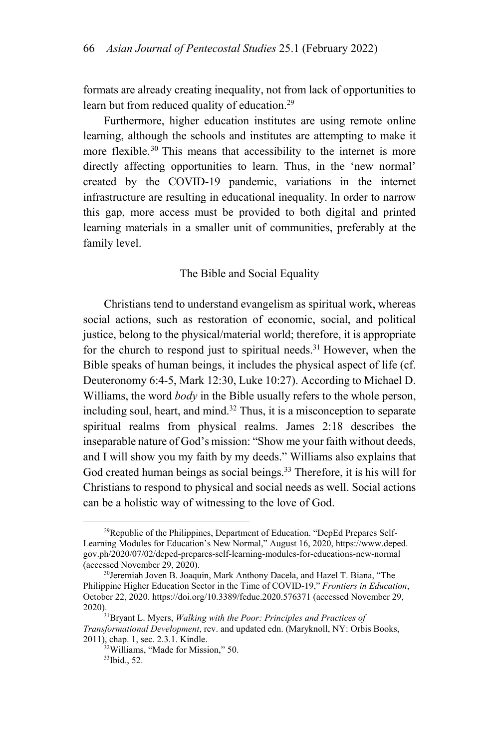formats are already creating inequality, not from lack of opportunities to learn but from reduced quality of education.[29]

Furthermore, higher education institutes are using remote online learning, although the schools and institutes are attempting to make it more flexible.[30] This means that accessibility to the internet is more directly affecting opportunities to learn. Thus, in the 'new normal' created by the COVID-19 pandemic, variations in the internet infrastructure are resulting in educational inequality. In order to narrow this gap, more access must be provided to both digital and printed learning materials in a smaller unit of communities, preferably at the family level.

## The Bible and Social Equality

Christians tend to understand evangelism as spiritual work, whereas social actions, such as restoration of economic, social, and political justice, belong to the physical/material world; therefore, it is appropriate for the church to respond just to spiritual needs.[31] However, when the Bible speaks of human beings, it includes the physical aspect of life (cf. Deuteronomy 6:4-5, Mark 12:30, Luke 10:27). According to Michael D. Williams, the word *body* in the Bible usually refers to the whole person, including soul, heart, and mind.[32] Thus, it is a misconception to separate spiritual realms from physical realms. James 2:18 describes the inseparable nature of God's mission: "Show me your faith without deeds, and I will show you my faith by my deeds." Williams also explains that God created human beings as social beings.[33] Therefore, it is his will for Christians to respond to physical and social needs as well. Social actions can be a holistic way of witnessing to the love of God.

---

[29]Republic of the Philippines, Department of Education. "DepEd Prepares Self-Learning Modules for Education's New Normal," August 16, 2020, https://www.deped.gov.ph/2020/07/02/deped-prepares-self-learning-modules-for-educations-new-normal (accessed November 29, 2020).

[30]Jeremiah Joven B. Joaquin, Mark Anthony Dacela, and Hazel T. Biana, "The Philippine Higher Education Sector in the Time of COVID-19," *Frontiers in Education*, October 22, 2020. https://doi.org/10.3389/feduc.2020.576371 (accessed November 29, 2020).

[31]Bryant L. Myers, *Walking with the Poor: Principles and Practices of Transformational Development*, rev. and updated edn. (Maryknoll, NY: Orbis Books, 2011), chap. 1, sec. 2.3.1. Kindle.

[32]Williams, "Made for Mission," 50.

[33]Ibid., 52.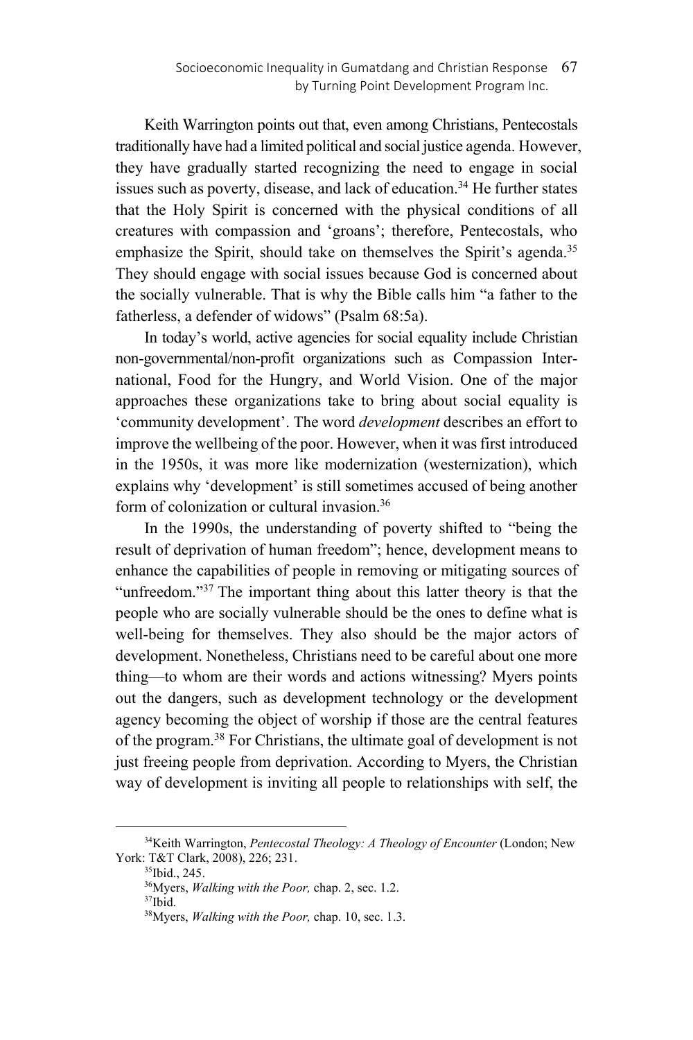Keith Warrington points out that, even among Christians, Pentecostals traditionally have had a limited political and social justice agenda. However, they have gradually started recognizing the need to engage in social issues such as poverty, disease, and lack of education.[34] He further states that the Holy Spirit is concerned with the physical conditions of all creatures with compassion and 'groans'; therefore, Pentecostals, who emphasize the Spirit, should take on themselves the Spirit's agenda.[35] They should engage with social issues because God is concerned about the socially vulnerable. That is why the Bible calls him "a father to the fatherless, a defender of widows" (Psalm 68:5a).

In today's world, active agencies for social equality include Christian non-governmental/non-profit organizations such as Compassion International, Food for the Hungry, and World Vision. One of the major approaches these organizations take to bring about social equality is 'community development'. The word *development* describes an effort to improve the wellbeing of the poor. However, when it was first introduced in the 1950s, it was more like modernization (westernization), which explains why 'development' is still sometimes accused of being another form of colonization or cultural invasion.[36]

In the 1990s, the understanding of poverty shifted to "being the result of deprivation of human freedom"; hence, development means to enhance the capabilities of people in removing or mitigating sources of "unfreedom."[37] The important thing about this latter theory is that the people who are socially vulnerable should be the ones to define what is well-being for themselves. They also should be the major actors of development. Nonetheless, Christians need to be careful about one more thing—to whom are their words and actions witnessing? Myers points out the dangers, such as development technology or the development agency becoming the object of worship if those are the central features of the program.[38] For Christians, the ultimate goal of development is not just freeing people from deprivation. According to Myers, the Christian way of development is inviting all people to relationships with self, the

---

[34] Keith Warrington, *Pentecostal Theology: A Theology of Encounter* (London; New York: T&T Clark, 2008), 226; 231.

[35] Ibid., 245.

[36] Myers, *Walking with the Poor,* chap. 2, sec. 1.2.

[37] Ibid.

[38] Myers, *Walking with the Poor,* chap. 10, sec. 1.3.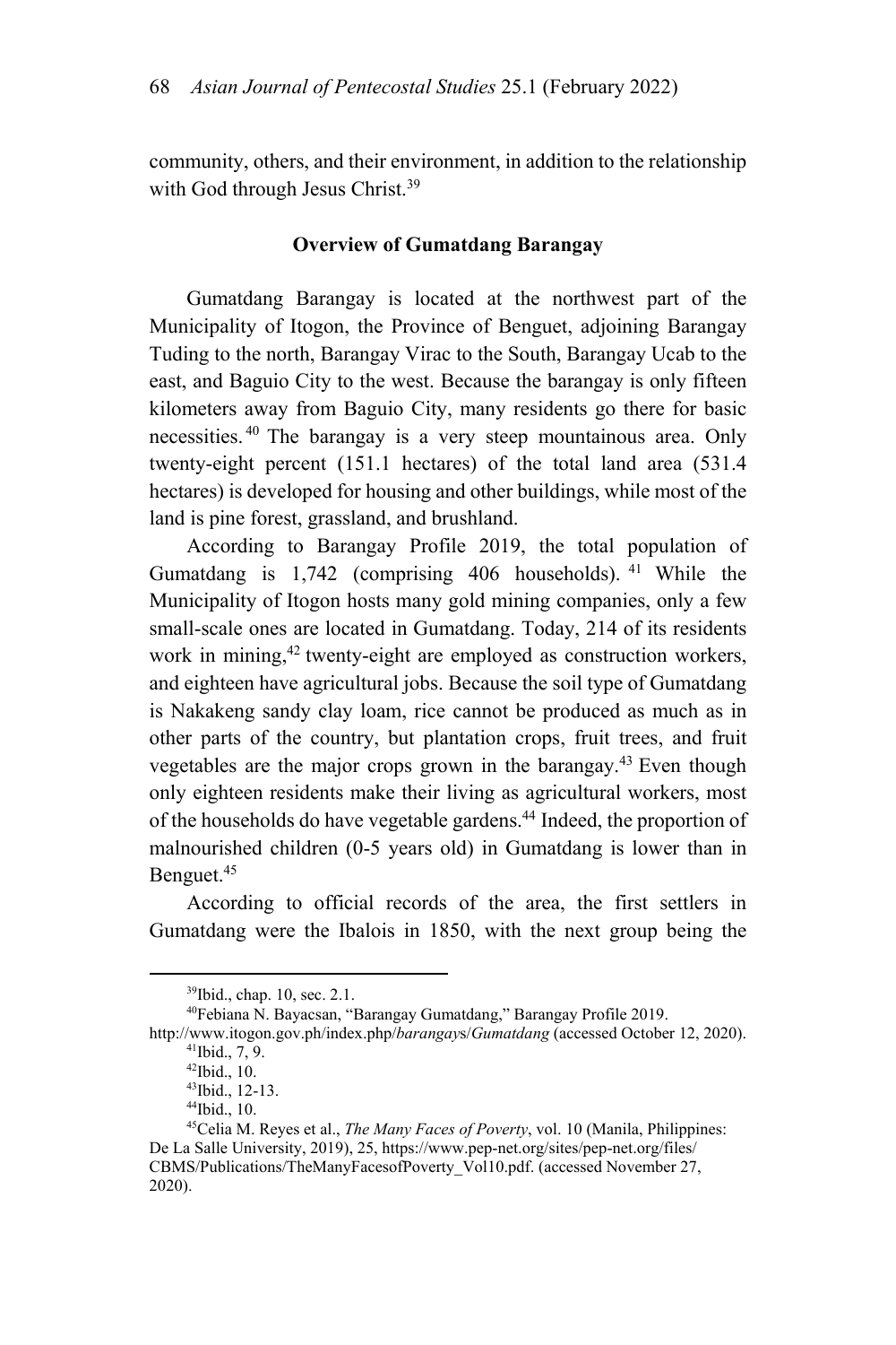community, others, and their environment, in addition to the relationship with God through Jesus Christ.[39]

## Overview of Gumatdang Barangay

Gumatdang Barangay is located at the northwest part of the Municipality of Itogon, the Province of Benguet, adjoining Barangay Tuding to the north, Barangay Virac to the South, Barangay Ucab to the east, and Baguio City to the west. Because the barangay is only fifteen kilometers away from Baguio City, many residents go there for basic necessities.[40] The barangay is a very steep mountainous area. Only twenty-eight percent (151.1 hectares) of the total land area (531.4 hectares) is developed for housing and other buildings, while most of the land is pine forest, grassland, and brushland.

According to Barangay Profile 2019, the total population of Gumatdang is 1,742 (comprising 406 households).[41] While the Municipality of Itogon hosts many gold mining companies, only a few small-scale ones are located in Gumatdang. Today, 214 of its residents work in mining,[42] twenty-eight are employed as construction workers, and eighteen have agricultural jobs. Because the soil type of Gumatdang is Nakakeng sandy clay loam, rice cannot be produced as much as in other parts of the country, but plantation crops, fruit trees, and fruit vegetables are the major crops grown in the barangay.[43] Even though only eighteen residents make their living as agricultural workers, most of the households do have vegetable gardens.[44] Indeed, the proportion of malnourished children (0-5 years old) in Gumatdang is lower than in Benguet.[45]

According to official records of the area, the first settlers in Gumatdang were the Ibalois in 1850, with the next group being the

---

[39]Ibid., chap. 10, sec. 2.1.

[40]Febiana N. Bayacsan, "Barangay Gumatdang," Barangay Profile 2019. http://www.itogon.gov.ph/index.php/*barangays*/*Gumatdang* (accessed October 12, 2020).

[41]Ibid., 7, 9.

[42]Ibid., 10.

[43]Ibid., 12-13.

[44]Ibid., 10.

[45]Celia M. Reyes et al., *The Many Faces of Poverty*, vol. 10 (Manila, Philippines: De La Salle University, 2019), 25, https://www.pep-net.org/sites/pep-net.org/files/CBMS/Publications/TheManyFacesofPoverty_Vol10.pdf. (accessed November 27, 2020).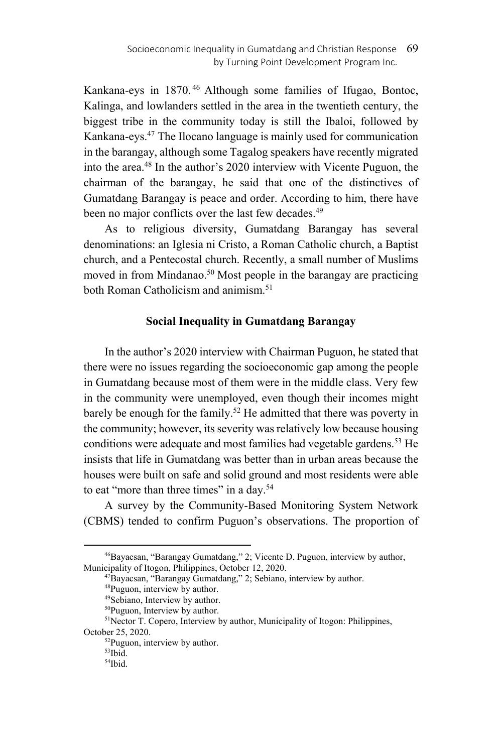Kankana-eys in 1870.[46] Although some families of Ifugao, Bontoc, Kalinga, and lowlanders settled in the area in the twentieth century, the biggest tribe in the community today is still the Ibaloi, followed by Kankana-eys.[47] The Ilocano language is mainly used for communication in the barangay, although some Tagalog speakers have recently migrated into the area.[48] In the author's 2020 interview with Vicente Puguon, the chairman of the barangay, he said that one of the distinctives of Gumatdang Barangay is peace and order. According to him, there have been no major conflicts over the last few decades.[49]

As to religious diversity, Gumatdang Barangay has several denominations: an Iglesia ni Cristo, a Roman Catholic church, a Baptist church, and a Pentecostal church. Recently, a small number of Muslims moved in from Mindanao.[50] Most people in the barangay are practicing both Roman Catholicism and animism.[51]

## Social Inequality in Gumatdang Barangay

In the author's 2020 interview with Chairman Puguon, he stated that there were no issues regarding the socioeconomic gap among the people in Gumatdang because most of them were in the middle class. Very few in the community were unemployed, even though their incomes might barely be enough for the family.[52] He admitted that there was poverty in the community; however, its severity was relatively low because housing conditions were adequate and most families had vegetable gardens.[53] He insists that life in Gumatdang was better than in urban areas because the houses were built on safe and solid ground and most residents were able to eat "more than three times" in a day.[54]

A survey by the Community-Based Monitoring System Network (CBMS) tended to confirm Puguon's observations. The proportion of

---

[46] Bayacsan, "Barangay Gumatdang," 2; Vicente D. Puguon, interview by author, Municipality of Itogon, Philippines, October 12, 2020.

[47] Bayacsan, "Barangay Gumatdang," 2; Sebiano, interview by author.

[48] Puguon, interview by author.

[49] Sebiano, Interview by author.

[50] Puguon, Interview by author.

[51] Nector T. Copero, Interview by author, Municipality of Itogon: Philippines, October 25, 2020.

[52] Puguon, interview by author.

[53] Ibid.

[54] Ibid.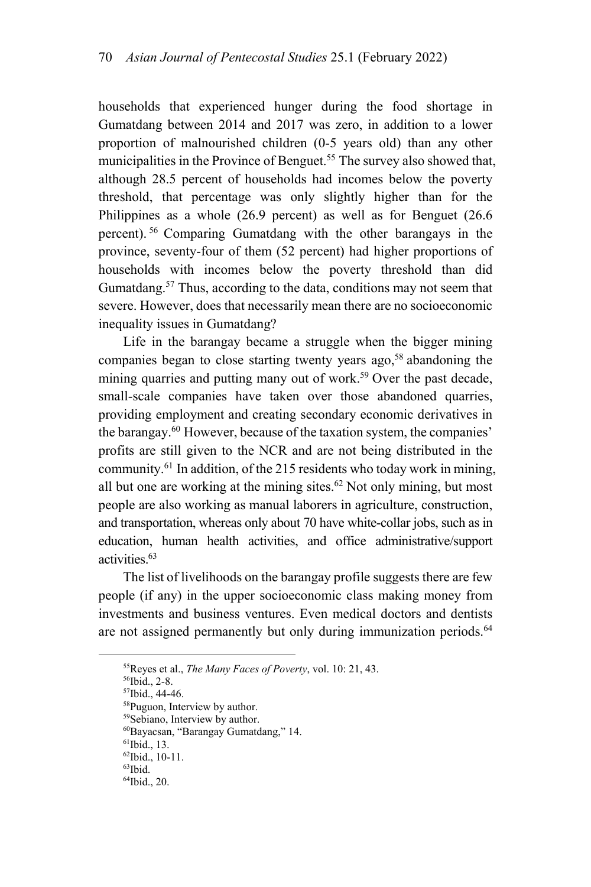households that experienced hunger during the food shortage in Gumatdang between 2014 and 2017 was zero, in addition to a lower proportion of malnourished children (0-5 years old) than any other municipalities in the Province of Benguet.[55] The survey also showed that, although 28.5 percent of households had incomes below the poverty threshold, that percentage was only slightly higher than for the Philippines as a whole (26.9 percent) as well as for Benguet (26.6 percent).[56] Comparing Gumatdang with the other barangays in the province, seventy-four of them (52 percent) had higher proportions of households with incomes below the poverty threshold than did Gumatdang.[57] Thus, according to the data, conditions may not seem that severe. However, does that necessarily mean there are no socioeconomic inequality issues in Gumatdang?

Life in the barangay became a struggle when the bigger mining companies began to close starting twenty years ago,[58] abandoning the mining quarries and putting many out of work.[59] Over the past decade, small-scale companies have taken over those abandoned quarries, providing employment and creating secondary economic derivatives in the barangay.[60] However, because of the taxation system, the companies' profits are still given to the NCR and are not being distributed in the community.[61] In addition, of the 215 residents who today work in mining, all but one are working at the mining sites.[62] Not only mining, but most people are also working as manual laborers in agriculture, construction, and transportation, whereas only about 70 have white-collar jobs, such as in education, human health activities, and office administrative/support activities.[63]

The list of livelihoods on the barangay profile suggests there are few people (if any) in the upper socioeconomic class making money from investments and business ventures. Even medical doctors and dentists are not assigned permanently but only during immunization periods.[64]

---

[55]Reyes et al., *The Many Faces of Poverty*, vol. 10: 21, 43.

[56]Ibid., 2-8.

[57]Ibid., 44-46.

[58]Puguon, Interview by author.

[59]Sebiano, Interview by author.

[60]Bayacsan, "Barangay Gumatdang," 14.

[61]Ibid., 13.

[62]Ibid., 10-11.

[63]Ibid.

[64]Ibid., 20.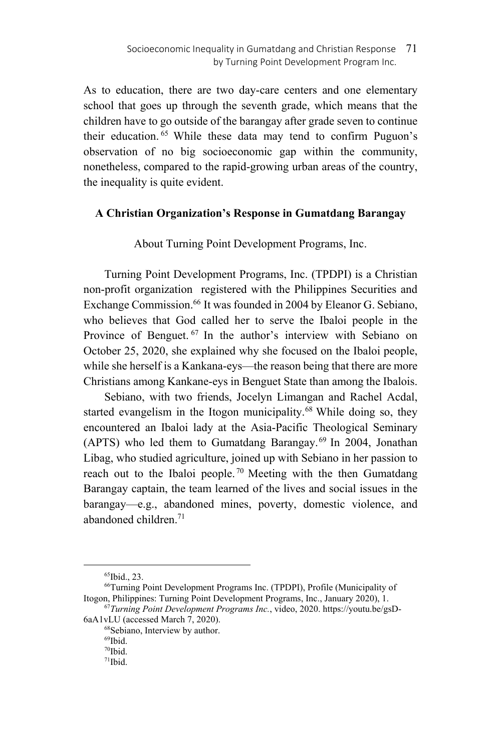As to education, there are two day-care centers and one elementary school that goes up through the seventh grade, which means that the children have to go outside of the barangay after grade seven to continue their education.[65] While these data may tend to confirm Puguon's observation of no big socioeconomic gap within the community, nonetheless, compared to the rapid-growing urban areas of the country, the inequality is quite evident.

## A Christian Organization's Response in Gumatdang Barangay

### About Turning Point Development Programs, Inc.

Turning Point Development Programs, Inc. (TPDPI) is a Christian non-profit organization registered with the Philippines Securities and Exchange Commission.[66] It was founded in 2004 by Eleanor G. Sebiano, who believes that God called her to serve the Ibaloi people in the Province of Benguet.[67] In the author's interview with Sebiano on October 25, 2020, she explained why she focused on the Ibaloi people, while she herself is a Kankana-eys—the reason being that there are more Christians among Kankane-eys in Benguet State than among the Ibalois.

Sebiano, with two friends, Jocelyn Limangan and Rachel Acdal, started evangelism in the Itogon municipality.[68] While doing so, they encountered an Ibaloi lady at the Asia-Pacific Theological Seminary (APTS) who led them to Gumatdang Barangay.[69] In 2004, Jonathan Libag, who studied agriculture, joined up with Sebiano in her passion to reach out to the Ibaloi people.[70] Meeting with the then Gumatdang Barangay captain, the team learned of the lives and social issues in the barangay—e.g., abandoned mines, poverty, domestic violence, and abandoned children.[71]

---

[65]Ibid., 23.

[66]Turning Point Development Programs Inc. (TPDPI), Profile (Municipality of Itogon, Philippines: Turning Point Development Programs, Inc., January 2020), 1.

[67]*Turning Point Development Programs Inc.*, video, 2020. https://youtu.be/gsD-6aA1vLU (accessed March 7, 2020).

[68]Sebiano, Interview by author.

[69]Ibid.

[70]Ibid.

[71]Ibid.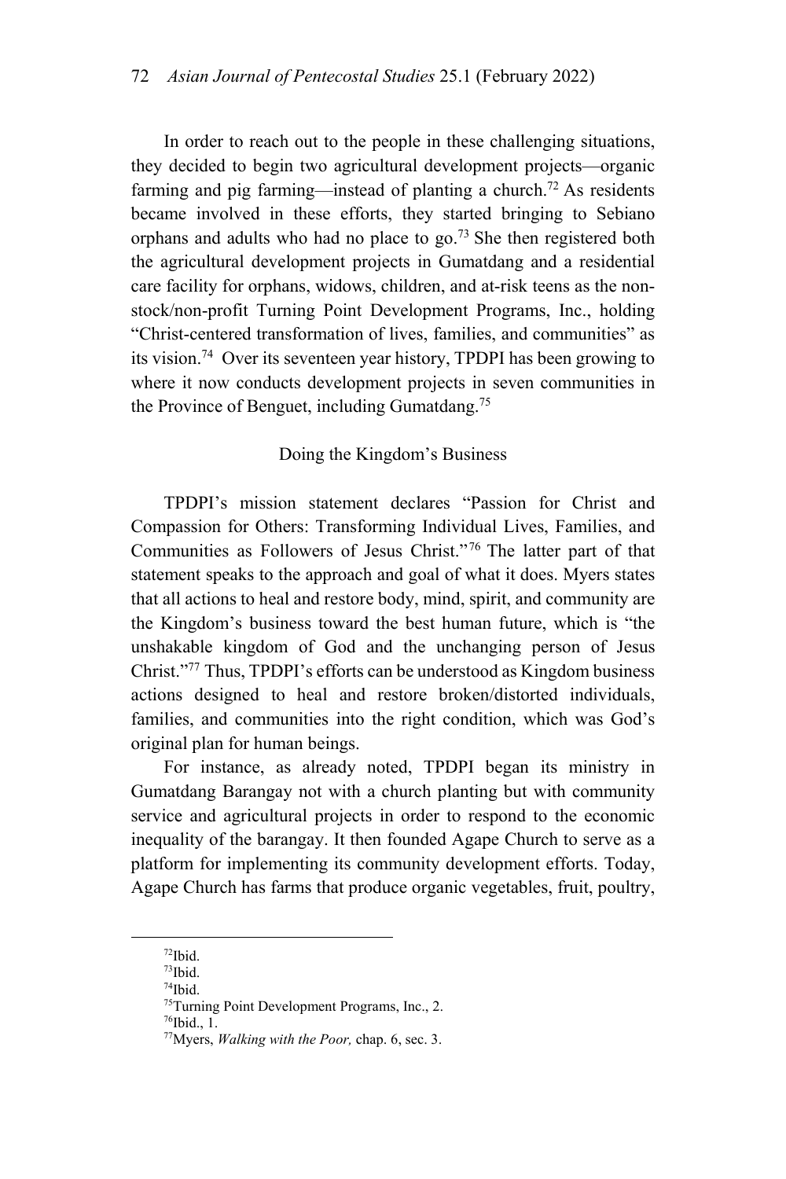In order to reach out to the people in these challenging situations, they decided to begin two agricultural development projects—organic farming and pig farming—instead of planting a church.[72] As residents became involved in these efforts, they started bringing to Sebiano orphans and adults who had no place to go.[73] She then registered both the agricultural development projects in Gumatdang and a residential care facility for orphans, widows, children, and at-risk teens as the non-stock/non-profit Turning Point Development Programs, Inc., holding "Christ-centered transformation of lives, families, and communities" as its vision.[74] Over its seventeen year history, TPDPI has been growing to where it now conducts development projects in seven communities in the Province of Benguet, including Gumatdang.[75]

## Doing the Kingdom's Business

TPDPI's mission statement declares "Passion for Christ and Compassion for Others: Transforming Individual Lives, Families, and Communities as Followers of Jesus Christ."[76] The latter part of that statement speaks to the approach and goal of what it does. Myers states that all actions to heal and restore body, mind, spirit, and community are the Kingdom's business toward the best human future, which is "the unshakable kingdom of God and the unchanging person of Jesus Christ."[77] Thus, TPDPI's efforts can be understood as Kingdom business actions designed to heal and restore broken/distorted individuals, families, and communities into the right condition, which was God's original plan for human beings.

For instance, as already noted, TPDPI began its ministry in Gumatdang Barangay not with a church planting but with community service and agricultural projects in order to respond to the economic inequality of the barangay. It then founded Agape Church to serve as a platform for implementing its community development efforts. Today, Agape Church has farms that produce organic vegetables, fruit, poultry,

---

[72]Ibid.

[73]Ibid.

[74]Ibid.

[75]Turning Point Development Programs, Inc., 2.

[76]Ibid., 1.

[77]Myers, *Walking with the Poor,* chap. 6, sec. 3.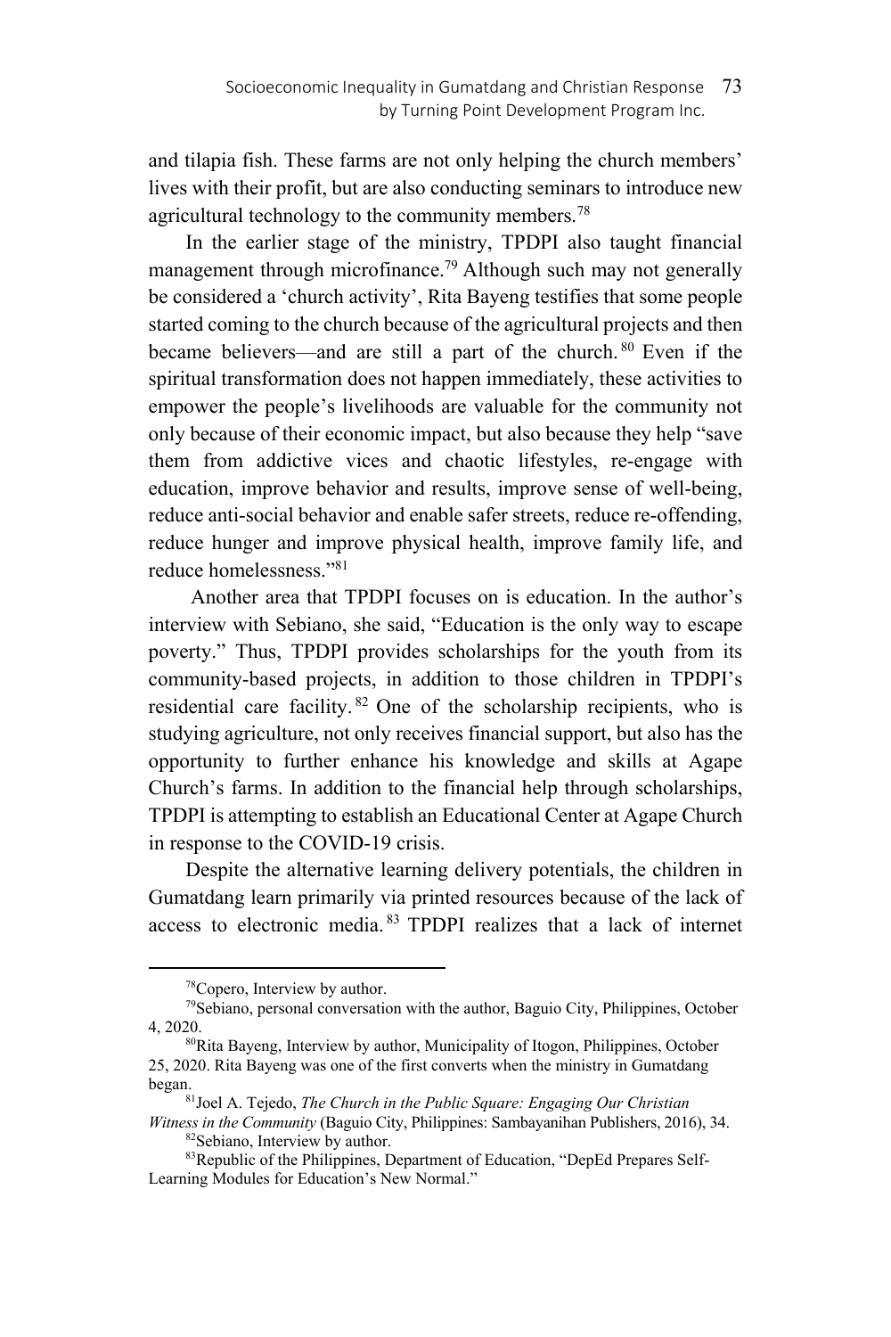and tilapia fish. These farms are not only helping the church members' lives with their profit, but are also conducting seminars to introduce new agricultural technology to the community members.[78]

In the earlier stage of the ministry, TPDPI also taught financial management through microfinance.[79] Although such may not generally be considered a 'church activity', Rita Bayeng testifies that some people started coming to the church because of the agricultural projects and then became believers—and are still a part of the church.[80] Even if the spiritual transformation does not happen immediately, these activities to empower the people's livelihoods are valuable for the community not only because of their economic impact, but also because they help "save them from addictive vices and chaotic lifestyles, re-engage with education, improve behavior and results, improve sense of well-being, reduce anti-social behavior and enable safer streets, reduce re-offending, reduce hunger and improve physical health, improve family life, and reduce homelessness."[81]

Another area that TPDPI focuses on is education. In the author's interview with Sebiano, she said, "Education is the only way to escape poverty." Thus, TPDPI provides scholarships for the youth from its community-based projects, in addition to those children in TPDPI's residential care facility.[82] One of the scholarship recipients, who is studying agriculture, not only receives financial support, but also has the opportunity to further enhance his knowledge and skills at Agape Church's farms. In addition to the financial help through scholarships, TPDPI is attempting to establish an Educational Center at Agape Church in response to the COVID-19 crisis.

Despite the alternative learning delivery potentials, the children in Gumatdang learn primarily via printed resources because of the lack of access to electronic media.[83] TPDPI realizes that a lack of internet

---

[78] Copero, Interview by author.

[79] Sebiano, personal conversation with the author, Baguio City, Philippines, October 4, 2020.

[80] Rita Bayeng, Interview by author, Municipality of Itogon, Philippines, October 25, 2020. Rita Bayeng was one of the first converts when the ministry in Gumatdang began.

[81] Joel A. Tejedo, *The Church in the Public Square: Engaging Our Christian Witness in the Community* (Baguio City, Philippines: Sambayanihan Publishers, 2016), 34.

[82] Sebiano, Interview by author.

[83] Republic of the Philippines, Department of Education, "DepEd Prepares Self-Learning Modules for Education's New Normal."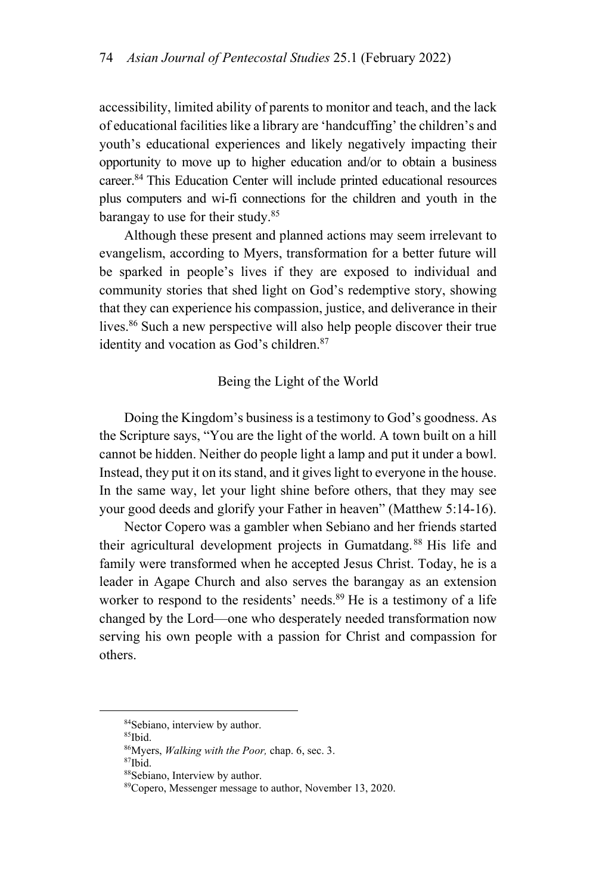accessibility, limited ability of parents to monitor and teach, and the lack of educational facilities like a library are 'handcuffing' the children's and youth's educational experiences and likely negatively impacting their opportunity to move up to higher education and/or to obtain a business career.[84] This Education Center will include printed educational resources plus computers and wi-fi connections for the children and youth in the barangay to use for their study.[85]

Although these present and planned actions may seem irrelevant to evangelism, according to Myers, transformation for a better future will be sparked in people's lives if they are exposed to individual and community stories that shed light on God's redemptive story, showing that they can experience his compassion, justice, and deliverance in their lives.[86] Such a new perspective will also help people discover their true identity and vocation as God's children.[87]

## Being the Light of the World

Doing the Kingdom's business is a testimony to God's goodness. As the Scripture says, "You are the light of the world. A town built on a hill cannot be hidden. Neither do people light a lamp and put it under a bowl. Instead, they put it on its stand, and it gives light to everyone in the house. In the same way, let your light shine before others, that they may see your good deeds and glorify your Father in heaven" (Matthew 5:14-16).

Nector Copero was a gambler when Sebiano and her friends started their agricultural development projects in Gumatdang.[88] His life and family were transformed when he accepted Jesus Christ. Today, he is a leader in Agape Church and also serves the barangay as an extension worker to respond to the residents' needs.[89] He is a testimony of a life changed by the Lord—one who desperately needed transformation now serving his own people with a passion for Christ and compassion for others.

---

[84]Sebiano, interview by author.

[85]Ibid.

[86]Myers, *Walking with the Poor,* chap. 6, sec. 3.

[87]Ibid.

[88]Sebiano, Interview by author.

[89]Copero, Messenger message to author, November 13, 2020.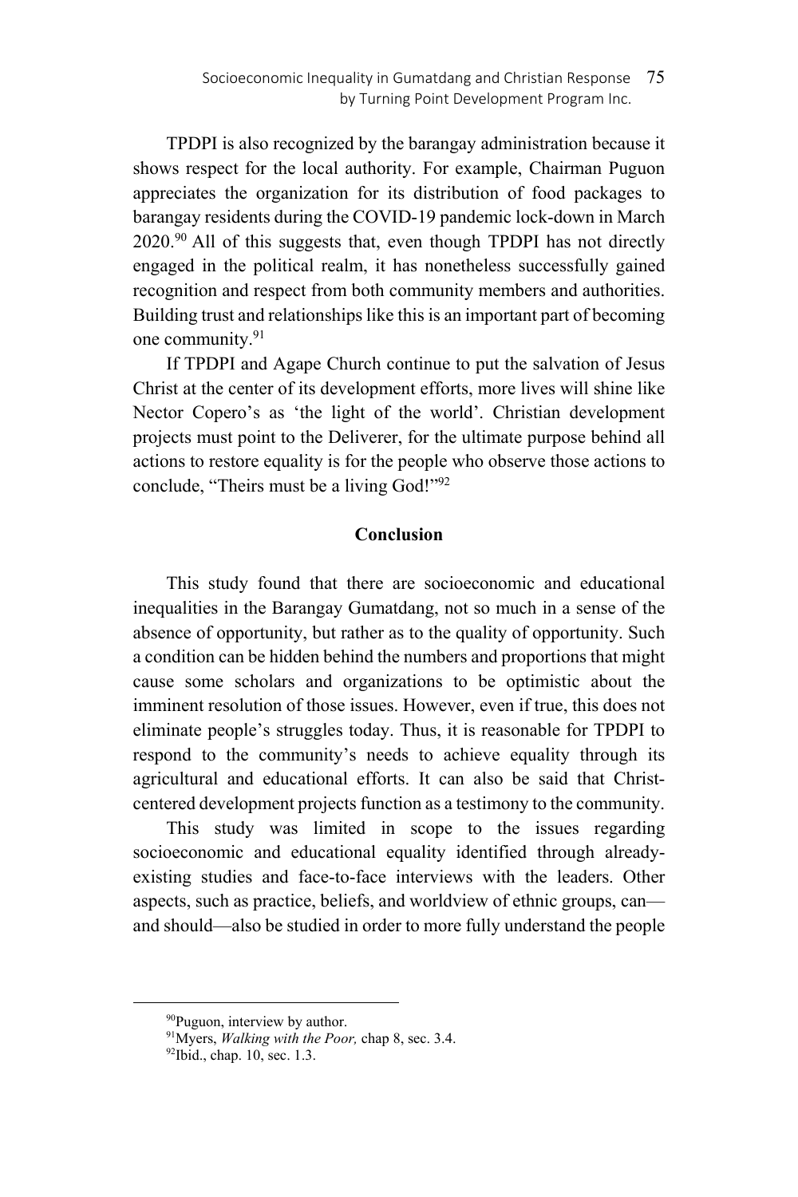TPDPI is also recognized by the barangay administration because it shows respect for the local authority. For example, Chairman Puguon appreciates the organization for its distribution of food packages to barangay residents during the COVID-19 pandemic lock-down in March 2020.[90] All of this suggests that, even though TPDPI has not directly engaged in the political realm, it has nonetheless successfully gained recognition and respect from both community members and authorities. Building trust and relationships like this is an important part of becoming one community.[91]

If TPDPI and Agape Church continue to put the salvation of Jesus Christ at the center of its development efforts, more lives will shine like Nector Copero's as 'the light of the world'. Christian development projects must point to the Deliverer, for the ultimate purpose behind all actions to restore equality is for the people who observe those actions to conclude, "Theirs must be a living God!"[92]

## Conclusion

This study found that there are socioeconomic and educational inequalities in the Barangay Gumatdang, not so much in a sense of the absence of opportunity, but rather as to the quality of opportunity. Such a condition can be hidden behind the numbers and proportions that might cause some scholars and organizations to be optimistic about the imminent resolution of those issues. However, even if true, this does not eliminate people's struggles today. Thus, it is reasonable for TPDPI to respond to the community's needs to achieve equality through its agricultural and educational efforts. It can also be said that Christ-centered development projects function as a testimony to the community.

This study was limited in scope to the issues regarding socioeconomic and educational equality identified through already-existing studies and face-to-face interviews with the leaders. Other aspects, such as practice, beliefs, and worldview of ethnic groups, can—and should—also be studied in order to more fully understand the people

---

[90] Puguon, interview by author.

[91] Myers, *Walking with the Poor,* chap 8, sec. 3.4.

[92] Ibid., chap. 10, sec. 1.3.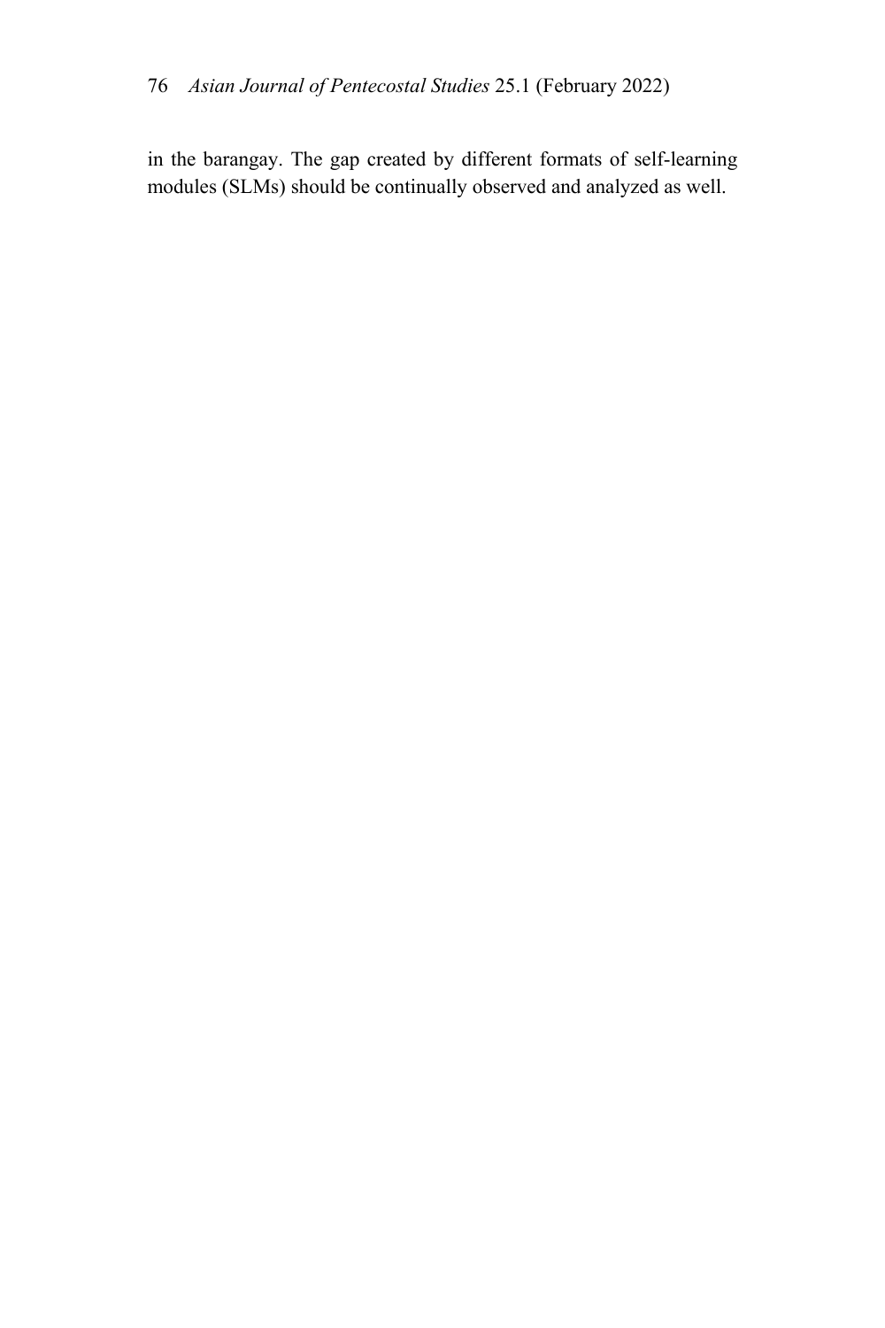in the barangay. The gap created by different formats of self-learning modules (SLMs) should be continually observed and analyzed as well.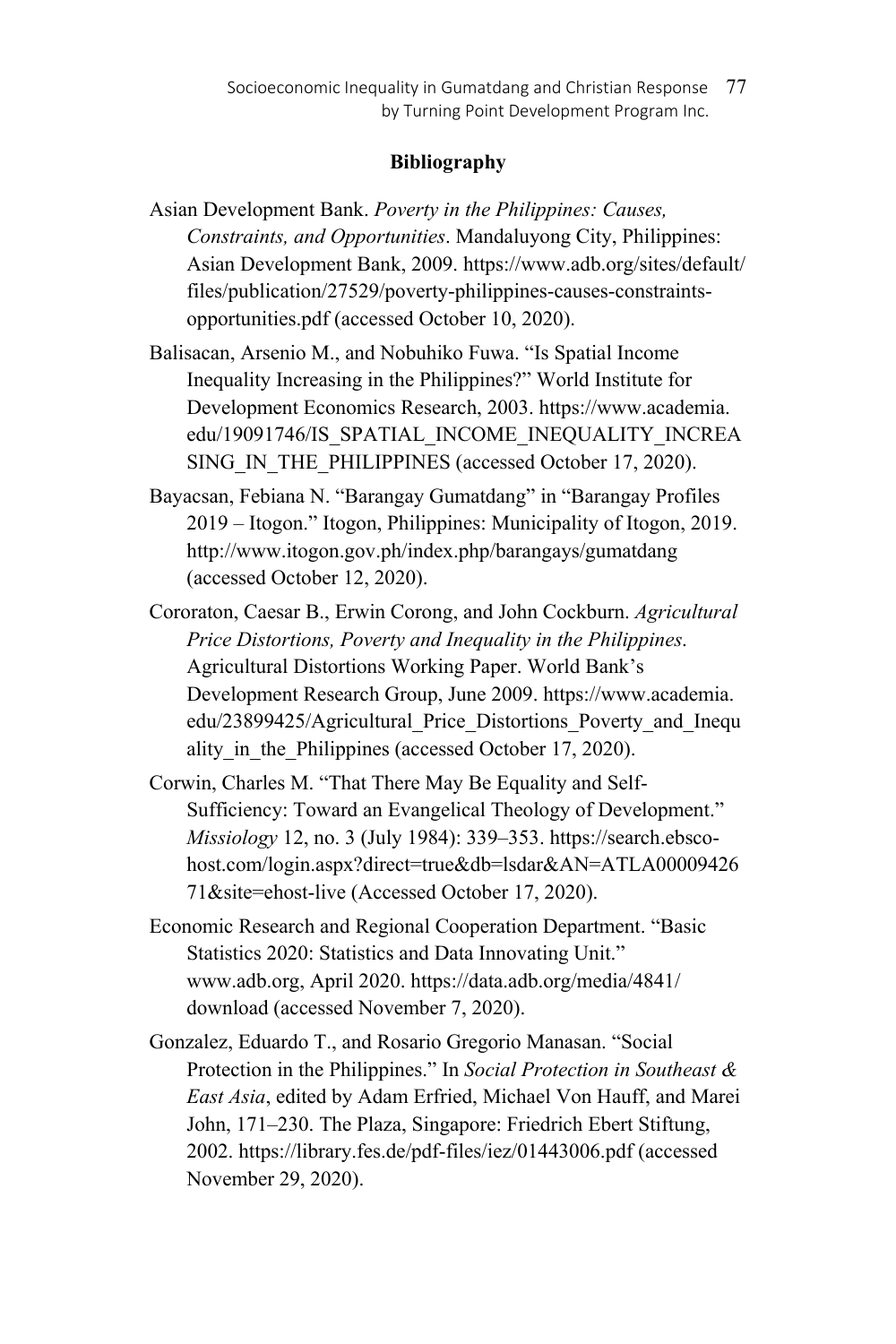**Bibliography**

Asian Development Bank. *Poverty in the Philippines: Causes, Constraints, and Opportunities*. Mandaluyong City, Philippines: Asian Development Bank, 2009. https://www.adb.org/sites/default/files/publication/27529/poverty-philippines-causes-constraints-opportunities.pdf (accessed October 10, 2020).

Balisacan, Arsenio M., and Nobuhiko Fuwa. "Is Spatial Income Inequality Increasing in the Philippines?" World Institute for Development Economics Research, 2003. https://www.academia.edu/19091746/IS_SPATIAL_INCOME_INEQUALITY_INCREASING_IN_THE_PHILIPPINES (accessed October 17, 2020).

Bayacsan, Febiana N. "Barangay Gumatdang" in "Barangay Profiles 2019 – Itogon." Itogon, Philippines: Municipality of Itogon, 2019. http://www.itogon.gov.ph/index.php/barangays/gumatdang (accessed October 12, 2020).

Cororaton, Caesar B., Erwin Corong, and John Cockburn. *Agricultural Price Distortions, Poverty and Inequality in the Philippines*. Agricultural Distortions Working Paper. World Bank's Development Research Group, June 2009. https://www.academia.edu/23899425/Agricultural_Price_Distortions_Poverty_and_Inequality_in_the_Philippines (accessed October 17, 2020).

Corwin, Charles M. "That There May Be Equality and Self-Sufficiency: Toward an Evangelical Theology of Development." *Missiology* 12, no. 3 (July 1984): 339–353. https://search.ebscohost.com/login.aspx?direct=true&db=lsdar&AN=ATLA0000942671&site=ehost-live (Accessed October 17, 2020).

Economic Research and Regional Cooperation Department. "Basic Statistics 2020: Statistics and Data Innovating Unit." www.adb.org, April 2020. https://data.adb.org/media/4841/download (accessed November 7, 2020).

Gonzalez, Eduardo T., and Rosario Gregorio Manasan. "Social Protection in the Philippines." In *Social Protection in Southeast & East Asia*, edited by Adam Erfried, Michael Von Hauff, and Marei John, 171–230. The Plaza, Singapore: Friedrich Ebert Stiftung, 2002. https://library.fes.de/pdf-files/iez/01443006.pdf (accessed November 29, 2020).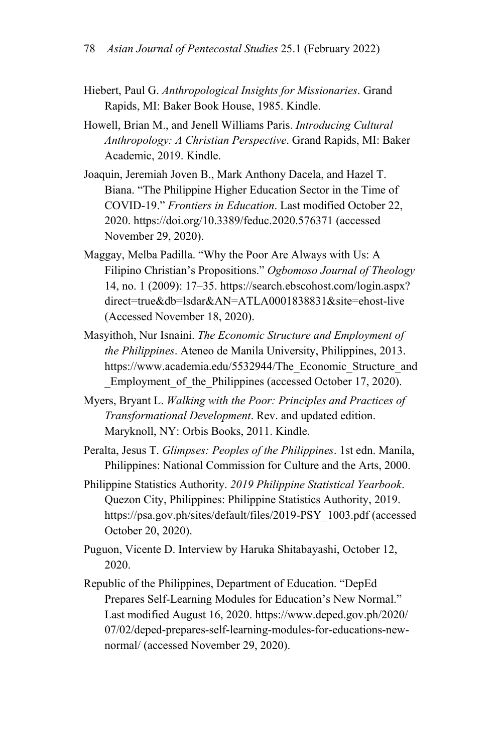Hiebert, Paul G. *Anthropological Insights for Missionaries*. Grand Rapids, MI: Baker Book House, 1985. Kindle.

Howell, Brian M., and Jenell Williams Paris. *Introducing Cultural Anthropology: A Christian Perspective*. Grand Rapids, MI: Baker Academic, 2019. Kindle.

Joaquin, Jeremiah Joven B., Mark Anthony Dacela, and Hazel T. Biana. "The Philippine Higher Education Sector in the Time of COVID-19." *Frontiers in Education*. Last modified October 22, 2020. https://doi.org/10.3389/feduc.2020.576371 (accessed November 29, 2020).

Maggay, Melba Padilla. "Why the Poor Are Always with Us: A Filipino Christian's Propositions." *Ogbomoso Journal of Theology* 14, no. 1 (2009): 17–35. https://search.ebscohost.com/login.aspx?direct=true&db=lsdar&AN=ATLA0001838831&site=ehost-live (Accessed November 18, 2020).

Masyithoh, Nur Isnaini. *The Economic Structure and Employment of the Philippines*. Ateneo de Manila University, Philippines, 2013. https://www.academia.edu/5532944/The_Economic_Structure_and_Employment_of_the_Philippines (accessed October 17, 2020).

Myers, Bryant L. *Walking with the Poor: Principles and Practices of Transformational Development*. Rev. and updated edition. Maryknoll, NY: Orbis Books, 2011. Kindle.

Peralta, Jesus T. *Glimpses: Peoples of the Philippines*. 1st edn. Manila, Philippines: National Commission for Culture and the Arts, 2000.

Philippine Statistics Authority. *2019 Philippine Statistical Yearbook*. Quezon City, Philippines: Philippine Statistics Authority, 2019. https://psa.gov.ph/sites/default/files/2019-PSY_1003.pdf (accessed October 20, 2020).

Puguon, Vicente D. Interview by Haruka Shitabayashi, October 12, 2020.

Republic of the Philippines, Department of Education. "DepEd Prepares Self-Learning Modules for Education's New Normal." Last modified August 16, 2020. https://www.deped.gov.ph/2020/07/02/deped-prepares-self-learning-modules-for-educations-new-normal/ (accessed November 29, 2020).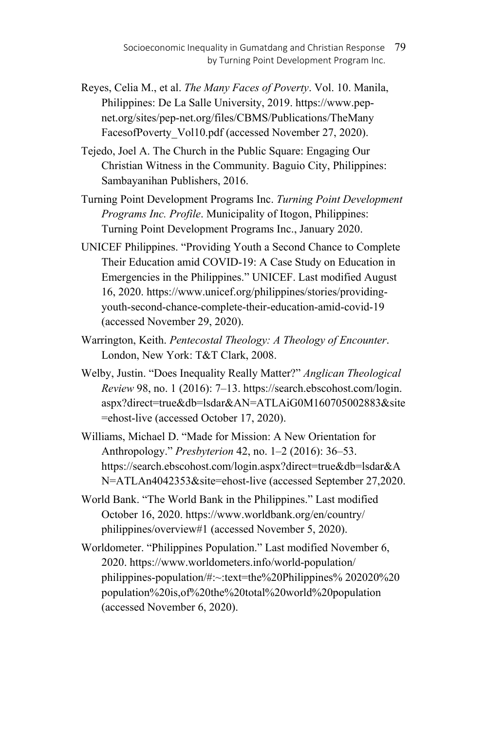Reyes, Celia M., et al. *The Many Faces of Poverty*. Vol. 10. Manila, Philippines: De La Salle University, 2019. https://www.pep-net.org/sites/pep-net.org/files/CBMS/Publications/TheMany FacesofPoverty_Vol10.pdf (accessed November 27, 2020).

Tejedo, Joel A. The Church in the Public Square: Engaging Our Christian Witness in the Community. Baguio City, Philippines: Sambayanihan Publishers, 2016.

Turning Point Development Programs Inc. *Turning Point Development Programs Inc. Profile*. Municipality of Itogon, Philippines: Turning Point Development Programs Inc., January 2020.

UNICEF Philippines. "Providing Youth a Second Chance to Complete Their Education amid COVID-19: A Case Study on Education in Emergencies in the Philippines." UNICEF. Last modified August 16, 2020. https://www.unicef.org/philippines/stories/providing-youth-second-chance-complete-their-education-amid-covid-19 (accessed November 29, 2020).

Warrington, Keith. *Pentecostal Theology: A Theology of Encounter*. London, New York: T&T Clark, 2008.

Welby, Justin. "Does Inequality Really Matter?" *Anglican Theological Review* 98, no. 1 (2016): 7–13. https://search.ebscohost.com/login.aspx?direct=true&db=lsdar&AN=ATLAiG0M160705002883&site=ehost-live (accessed October 17, 2020).

Williams, Michael D. "Made for Mission: A New Orientation for Anthropology." *Presbyterion* 42, no. 1–2 (2016): 36–53. https://search.ebscohost.com/login.aspx?direct=true&db=lsdar&AN=ATLAn4042353&site=ehost-live (accessed September 27,2020.

World Bank. "The World Bank in the Philippines." Last modified October 16, 2020. https://www.worldbank.org/en/country/philippines/overview#1 (accessed November 5, 2020).

Worldometer. "Philippines Population." Last modified November 6, 2020. https://www.worldometers.info/world-population/philippines-population/#:~:text=the%20Philippines% 202020%20population%20is,of%20the%20total%20world%20population (accessed November 6, 2020).